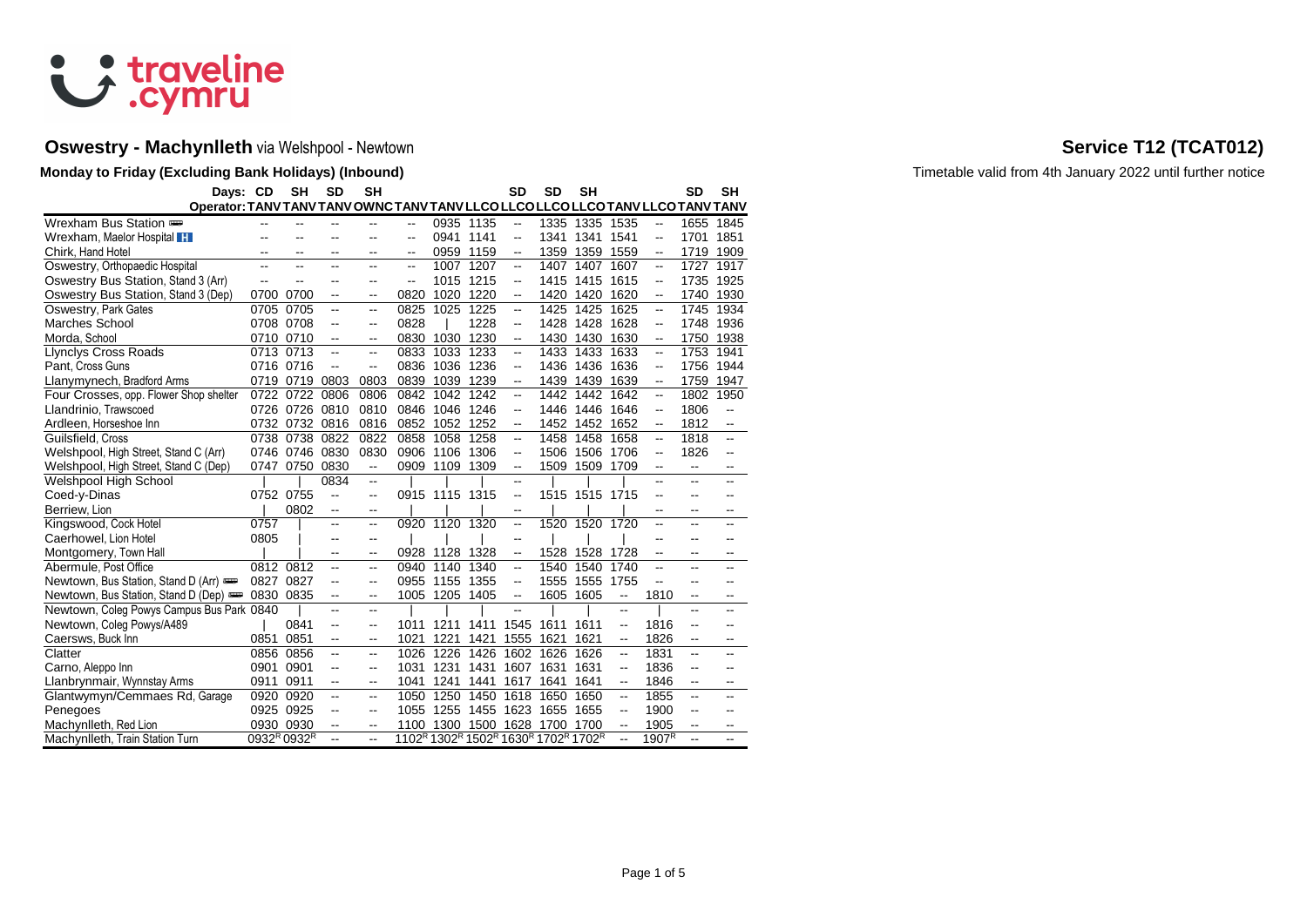# Oswestry - Machynlleth via Welshpool - Newtown

# Service T12 (TCAT012)

**Monday to Friday (Excluding Bank Holidays) (Inbound)**

Timetable valid from 4th January 2022 until further notice

| Days: | CD | SH | SD | SH | | | | SD | SD | SH | | | SD | SH |
|---|---|---|---|---|---|---|---|---|---|---|---|---|---|---|
| Operator: | TANV | TANV | TANV | OWNC | TANV | LLCO | LLCO | LLCO | LLCO | LLCO | TANV | LLCO | TANV | TANV |
| Wrexham Bus Station | -- | -- | -- | -- | -- | 0935 | 1135 | -- | 1335 | 1335 | 1535 | -- | 1655 | 1845 |
| Wrexham, Maelor Hospital | -- | -- | -- | -- | -- | 0941 | 1141 | -- | 1341 | 1341 | 1541 | -- | 1701 | 1851 |
| Chirk, Hand Hotel | -- | -- | -- | -- | -- | 0959 | 1159 | -- | 1359 | 1359 | 1559 | -- | 1719 | 1909 |
| Oswestry, Orthopaedic Hospital | -- | -- | -- | -- | -- | 1007 | 1207 | -- | 1407 | 1407 | 1607 | -- | 1727 | 1917 |
| Oswestry Bus Station, Stand 3 (Arr) | -- | -- | -- | -- | -- | 1015 | 1215 | -- | 1415 | 1415 | 1615 | -- | 1735 | 1925 |
| Oswestry Bus Station, Stand 3 (Dep) | 0700 | 0700 | -- | -- | 0820 | 1020 | 1220 | -- | 1420 | 1420 | 1620 | -- | 1740 | 1930 |
| Oswestry, Park Gates | 0705 | 0705 | -- | -- | 0825 | 1025 | 1225 | -- | 1425 | 1425 | 1625 | -- | 1745 | 1934 |
| Marches School | 0708 | 0708 | -- | -- | 0828 | \| | 1228 | -- | 1428 | 1428 | 1628 | -- | 1748 | 1936 |
| Morda, School | 0710 | 0710 | -- | -- | 0830 | 1030 | 1230 | -- | 1430 | 1430 | 1630 | -- | 1750 | 1938 |
| Llynclys Cross Roads | 0713 | 0713 | -- | -- | 0833 | 1033 | 1233 | -- | 1433 | 1433 | 1633 | -- | 1753 | 1941 |
| Pant, Cross Guns | 0716 | 0716 | -- | -- | 0836 | 1036 | 1236 | -- | 1436 | 1436 | 1636 | -- | 1756 | 1944 |
| Llanymynech, Bradford Arms | 0719 | 0719 | 0803 | 0803 | 0839 | 1039 | 1239 | -- | 1439 | 1439 | 1639 | -- | 1759 | 1947 |
| Four Crosses, opp. Flower Shop shelter | 0722 | 0722 | 0806 | 0806 | 0842 | 1042 | 1242 | -- | 1442 | 1442 | 1642 | -- | 1802 | 1950 |
| Llandrinio, Trawscoed | 0726 | 0726 | 0810 | 0810 | 0846 | 1046 | 1246 | -- | 1446 | 1446 | 1646 | -- | 1806 | -- |
| Ardleen, Horseshoe Inn | 0732 | 0732 | 0816 | 0816 | 0852 | 1052 | 1252 | -- | 1452 | 1452 | 1652 | -- | 1812 | -- |
| Guilsfield, Cross | 0738 | 0738 | 0822 | 0822 | 0858 | 1058 | 1258 | -- | 1458 | 1458 | 1658 | -- | 1818 | -- |
| Welshpool, High Street, Stand C (Arr) | 0746 | 0746 | 0830 | 0830 | 0906 | 1106 | 1306 | -- | 1506 | 1506 | 1706 | -- | 1826 | -- |
| Welshpool, High Street, Stand C (Dep) | 0747 | 0750 | 0830 | -- | 0909 | 1109 | 1309 | -- | 1509 | 1509 | 1709 | -- | -- | -- |
| Welshpool High School | \| | \| | 0834 | -- | \| | \| | \| | -- | \| | \| | \| | -- | -- | -- |
| Coed-y-Dinas | 0752 | 0755 | -- | -- | 0915 | 1115 | 1315 | -- | 1515 | 1515 | 1715 | -- | -- | -- |
| Berriew, Lion | \| | 0802 | -- | -- | \| | \| | \| | -- | \| | \| | \| | -- | -- | -- |
| Kingswood, Cock Hotel | 0757 | \| | -- | -- | 0920 | 1120 | 1320 | -- | 1520 | 1520 | 1720 | -- | -- | -- |
| Caerhowel, Lion Hotel | 0805 | \| | -- | -- | \| | \| | \| | -- | \| | \| | \| | -- | -- | -- |
| Montgomery, Town Hall | \| | \| | -- | -- | 0928 | 1128 | 1328 | -- | 1528 | 1528 | 1728 | -- | -- | -- |
| Abermule, Post Office | 0812 | 0812 | -- | -- | 0940 | 1140 | 1340 | -- | 1540 | 1540 | 1740 | -- | -- | -- |
| Newtown, Bus Station, Stand D (Arr) | 0827 | 0827 | -- | -- | 0955 | 1155 | 1355 | -- | 1555 | 1555 | 1755 | -- | -- | -- |
| Newtown, Bus Station, Stand D (Dep) | 0830 | 0835 | -- | -- | 1005 | 1205 | 1405 | -- | 1605 | 1605 | -- | 1810 | -- | -- |
| Newtown, Coleg Powys Campus Bus Park | 0840 | \| | -- | -- | \| | \| | \| | -- | \| | \| | -- | \| | -- | -- |
| Newtown, Coleg Powys/A489 | \| | 0841 | -- | -- | 1011 | 1211 | 1411 | 1545 | 1611 | 1611 | -- | 1816 | -- | -- |
| Caersws, Buck Inn | 0851 | 0851 | -- | -- | 1021 | 1221 | 1421 | 1555 | 1621 | 1621 | -- | 1826 | -- | -- |
| Clatter | 0856 | 0856 | -- | -- | 1026 | 1226 | 1426 | 1602 | 1626 | 1626 | -- | 1831 | -- | -- |
| Carno, Aleppo Inn | 0901 | 0901 | -- | -- | 1031 | 1231 | 1431 | 1607 | 1631 | 1631 | -- | 1836 | -- | -- |
| Llanbrynmair, Wynnstay Arms | 0911 | 0911 | -- | -- | 1041 | 1241 | 1441 | 1617 | 1641 | 1641 | -- | 1846 | -- | -- |
| Glantwymyn/Cemmaes Rd, Garage | 0920 | 0920 | -- | -- | 1050 | 1250 | 1450 | 1618 | 1650 | 1650 | -- | 1855 | -- | -- |
| Penegoes | 0925 | 0925 | -- | -- | 1055 | 1255 | 1455 | 1623 | 1655 | 1655 | -- | 1900 | -- | -- |
| Machynlleth, Red Lion | 0930 | 0930 | -- | -- | 1100 | 1300 | 1500 | 1628 | 1700 | 1700 | -- | 1905 | -- | -- |
| Machynlleth, Train Station Turn | 0932[R] | 0932[R] | -- | -- | 1102[R] | 1302[R] | 1502[R] | 1630[R] | 1702[R] | 1702[R] | -- | 1907[R] | -- | -- |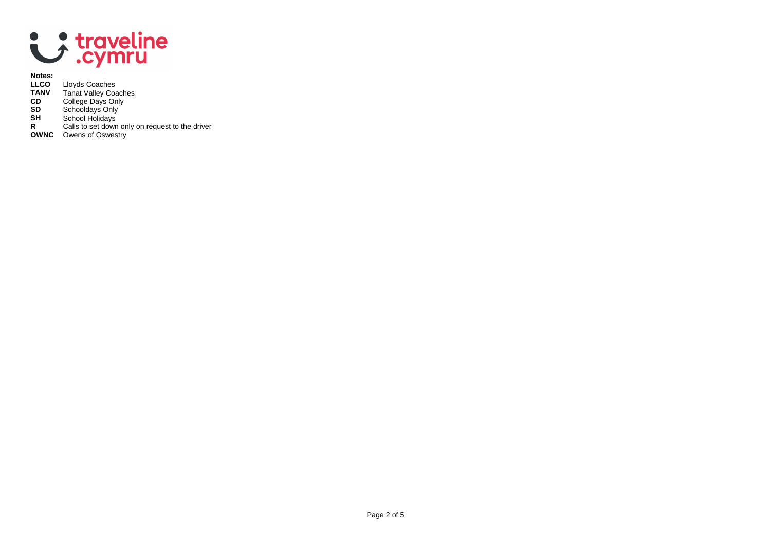**Notes:**

| | |
|---|---|
| **LLCO** | Lloyds Coaches |
| **TANV** | Tanat Valley Coaches |
| **CD** | College Days Only |
| **SD** | Schooldays Only |
| **SH** | School Holidays |
| **R** | Calls to set down only on request to the driver |
| **OWNC** | Owens of Oswestry |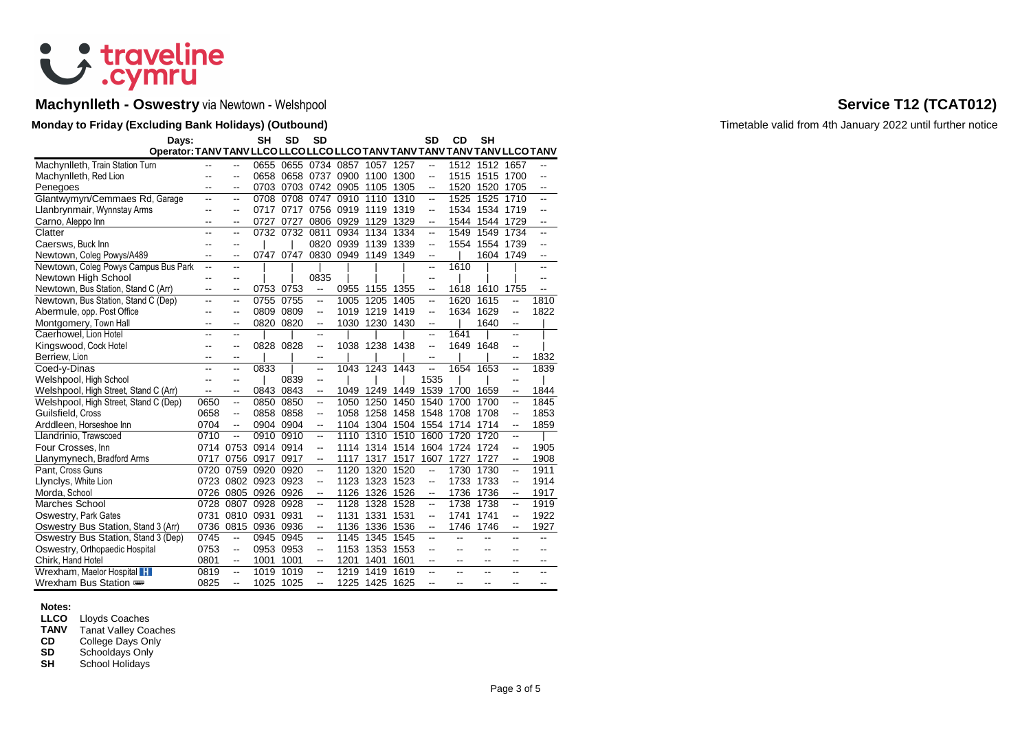**traveline .cymru**

# Machynlleth - Oswestry via Newtown - Welshpool

# Service T12 (TCAT012)

**Monday to Friday (Excluding Bank Holidays) (Outbound)**

Timetable valid from 4th January 2022 until further notice

| Days: | | | SH | SD | SD | | | | SD | CD | SH | | |
|---|---|---|---|---|---|---|---|---|---|---|---|---|---|
| Operator: | TANV | TANV | LLCO | LLCO | LLCO | LLCO | TANV | TANV | TANV | TANV | TANV | LLCO | TANV |
| Machynlleth, Train Station Turn | -- | -- | 0655 | 0655 | 0734 | 0857 | 1057 | 1257 | -- | 1512 | 1512 | 1657 | -- |
| Machynlleth, Red Lion | -- | -- | 0658 | 0658 | 0737 | 0900 | 1100 | 1300 | -- | 1515 | 1515 | 1700 | -- |
| Penegoes | -- | -- | 0703 | 0703 | 0742 | 0905 | 1105 | 1305 | -- | 1520 | 1520 | 1705 | -- |
| Glantwymyn/Cemmaes Rd, Garage | -- | -- | 0708 | 0708 | 0747 | 0910 | 1110 | 1310 | -- | 1525 | 1525 | 1710 | -- |
| Llanbrynmair, Wynnstay Arms | -- | -- | 0717 | 0717 | 0756 | 0919 | 1119 | 1319 | -- | 1534 | 1534 | 1719 | -- |
| Carno, Aleppo Inn | -- | -- | 0727 | 0727 | 0806 | 0929 | 1129 | 1329 | -- | 1544 | 1544 | 1729 | -- |
| Clatter | -- | -- | 0732 | 0732 | 0811 | 0934 | 1134 | 1334 | -- | 1549 | 1549 | 1734 | -- |
| Caersws, Buck Inn | -- | -- | \| | \| | 0820 | 0939 | 1139 | 1339 | -- | 1554 | 1554 | 1739 | -- |
| Newtown, Coleg Powys/A489 | -- | -- | 0747 | 0747 | 0830 | 0949 | 1149 | 1349 | -- | \| | 1604 | 1749 | -- |
| Newtown, Coleg Powys Campus Bus Park | -- | -- | \| | \| | \| | \| | \| | \| | -- | 1610 | \| | \| | -- |
| Newtown High School | -- | -- | \| | \| | 0835 | \| | \| | \| | -- | \| | \| | \| | -- |
| Newtown, Bus Station, Stand C (Arr) | -- | -- | 0753 | 0753 | -- | 0955 | 1155 | 1355 | -- | 1618 | 1610 | 1755 | -- |
| Newtown, Bus Station, Stand C (Dep) | -- | -- | 0755 | 0755 | -- | 1005 | 1205 | 1405 | -- | 1620 | 1615 | -- | 1810 |
| Abermule, opp. Post Office | -- | -- | 0809 | 0809 | -- | 1019 | 1219 | 1419 | -- | 1634 | 1629 | -- | 1822 |
| Montgomery, Town Hall | -- | -- | 0820 | 0820 | -- | 1030 | 1230 | 1430 | -- | \| | 1640 | -- | \| |
| Caerhowel, Lion Hotel | -- | -- | \| | \| | -- | \| | \| | \| | -- | 1641 | \| | -- | \| |
| Kingswood, Cock Hotel | -- | -- | 0828 | 0828 | -- | 1038 | 1238 | 1438 | -- | 1649 | 1648 | -- | \| |
| Berriew, Lion | -- | -- | \| | \| | -- | \| | \| | \| | -- | \| | \| | -- | 1832 |
| Coed-y-Dinas | -- | -- | 0833 | \| | -- | 1043 | 1243 | 1443 | -- | 1654 | 1653 | -- | 1839 |
| Welshpool, High School | -- | -- | \| | 0839 | -- | \| | \| | \| | 1535 | \| | \| | -- | \| |
| Welshpool, High Street, Stand C (Arr) | -- | -- | 0843 | 0843 | -- | 1049 | 1249 | 1449 | 1539 | 1700 | 1659 | -- | 1844 |
| Welshpool, High Street, Stand C (Dep) | 0650 | -- | 0850 | 0850 | -- | 1050 | 1250 | 1450 | 1540 | 1700 | 1700 | -- | 1845 |
| Guilsfield, Cross | 0658 | -- | 0858 | 0858 | -- | 1058 | 1258 | 1458 | 1548 | 1708 | 1708 | -- | 1853 |
| Arddleen, Horseshoe Inn | 0704 | -- | 0904 | 0904 | -- | 1104 | 1304 | 1504 | 1554 | 1714 | 1714 | -- | 1859 |
| Llandrinio, Trawscoed | 0710 | -- | 0910 | 0910 | -- | 1110 | 1310 | 1510 | 1600 | 1720 | 1720 | -- | \| |
| Four Crosses, Inn | 0714 | 0753 | 0914 | 0914 | -- | 1114 | 1314 | 1514 | 1604 | 1724 | 1724 | -- | 1905 |
| Llanymynech, Bradford Arms | 0717 | 0756 | 0917 | 0917 | -- | 1117 | 1317 | 1517 | 1607 | 1727 | 1727 | -- | 1908 |
| Pant, Cross Guns | 0720 | 0759 | 0920 | 0920 | -- | 1120 | 1320 | 1520 | -- | 1730 | 1730 | -- | 1911 |
| Llynclys, White Lion | 0723 | 0802 | 0923 | 0923 | -- | 1123 | 1323 | 1523 | -- | 1733 | 1733 | -- | 1914 |
| Morda, School | 0726 | 0805 | 0926 | 0926 | -- | 1126 | 1326 | 1526 | -- | 1736 | 1736 | -- | 1917 |
| Marches School | 0728 | 0807 | 0928 | 0928 | -- | 1128 | 1328 | 1528 | -- | 1738 | 1738 | -- | 1919 |
| Oswestry, Park Gates | 0731 | 0810 | 0931 | 0931 | -- | 1131 | 1331 | 1531 | -- | 1741 | 1741 | -- | 1922 |
| Oswestry Bus Station, Stand 3 (Arr) | 0736 | 0815 | 0936 | 0936 | -- | 1136 | 1336 | 1536 | -- | 1746 | 1746 | -- | 1927 |
| Oswestry Bus Station, Stand 3 (Dep) | 0745 | -- | 0945 | 0945 | -- | 1145 | 1345 | 1545 | -- | -- | -- | -- | -- |
| Oswestry, Orthopaedic Hospital | 0753 | -- | 0953 | 0953 | -- | 1153 | 1353 | 1553 | -- | -- | -- | -- | -- |
| Chirk, Hand Hotel | 0801 | -- | 1001 | 1001 | -- | 1201 | 1401 | 1601 | -- | -- | -- | -- | -- |
| Wrexham, Maelor Hospital | 0819 | -- | 1019 | 1019 | -- | 1219 | 1419 | 1619 | -- | -- | -- | -- | -- |
| Wrexham Bus Station | 0825 | -- | 1025 | 1025 | -- | 1225 | 1425 | 1625 | -- | -- | -- | -- | -- |

**Notes:**

**LLCO** Lloyds Coaches
**TANV** Tanat Valley Coaches
**CD** College Days Only
**SD** Schooldays Only
**SH** School Holidays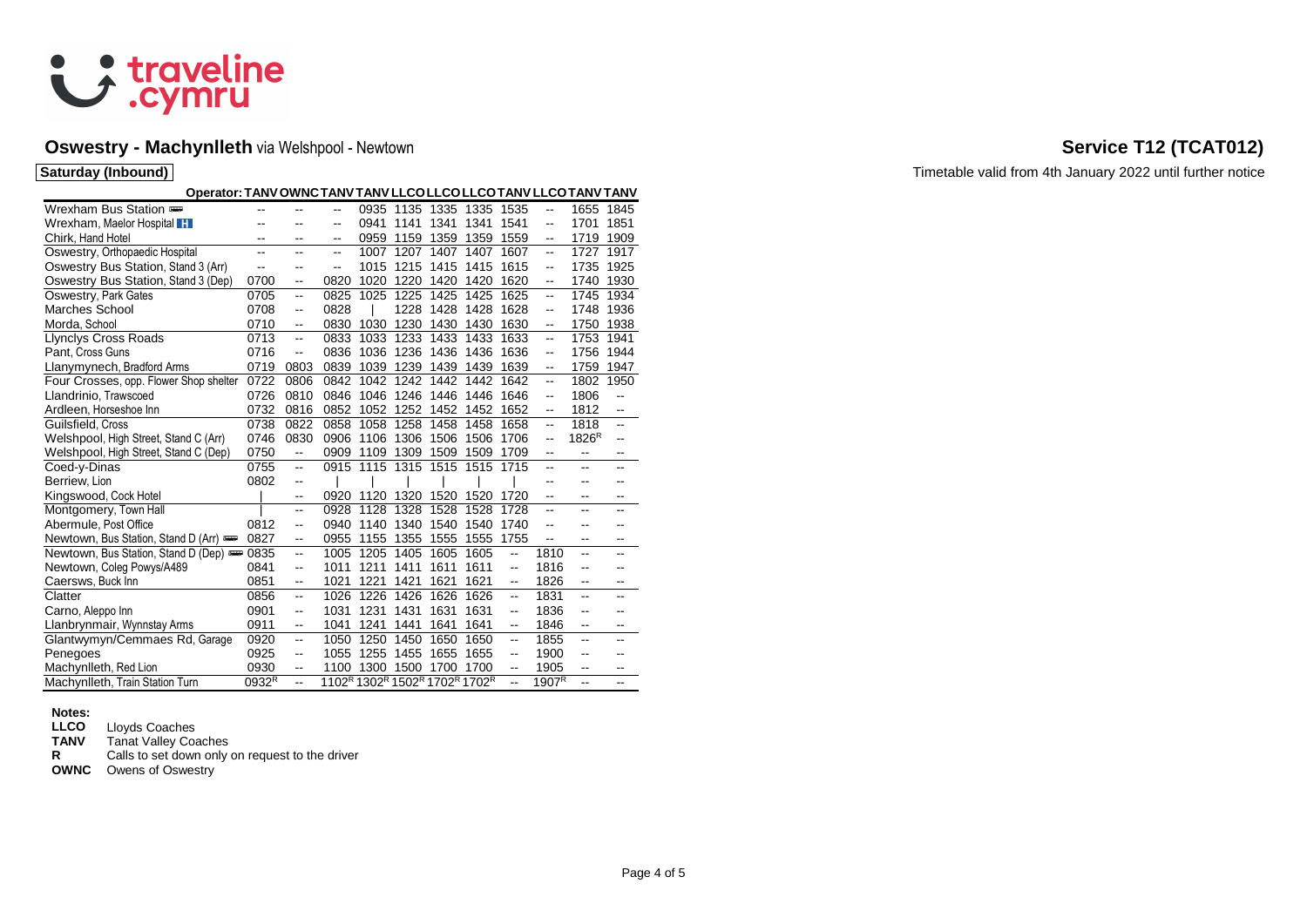# Oswestry - Machynlleth via Welshpool - Newtown

## Service T12 (TCAT012)

**Saturday (Inbound)**

Timetable valid from 4th January 2022 until further notice

| Operator: | TANV | OWNC | TANV | TANV | LLCO | LLCO | LLCO | TANV | LLCO | TANV | TANV |
|---|---|---|---|---|---|---|---|---|---|---|---|
| Wrexham Bus Station | -- | -- | -- | 0935 | 1135 | 1335 | 1335 | 1535 | -- | 1655 | 1845 |
| Wrexham, Maelor Hospital | -- | -- | -- | 0941 | 1141 | 1341 | 1341 | 1541 | -- | 1701 | 1851 |
| Chirk, Hand Hotel | -- | -- | -- | 0959 | 1159 | 1359 | 1359 | 1559 | -- | 1719 | 1909 |
| Oswestry, Orthopaedic Hospital | -- | -- | -- | 1007 | 1207 | 1407 | 1407 | 1607 | -- | 1727 | 1917 |
| Oswestry Bus Station, Stand 3 (Arr) | -- | -- | -- | 1015 | 1215 | 1415 | 1415 | 1615 | -- | 1735 | 1925 |
| Oswestry Bus Station, Stand 3 (Dep) | 0700 | -- | 0820 | 1020 | 1220 | 1420 | 1420 | 1620 | -- | 1740 | 1930 |
| Oswestry, Park Gates | 0705 | -- | 0825 | 1025 | 1225 | 1425 | 1425 | 1625 | -- | 1745 | 1934 |
| Marches School | 0708 | -- | 0828 | \| | 1228 | 1428 | 1428 | 1628 | -- | 1748 | 1936 |
| Morda, School | 0710 | -- | 0830 | 1030 | 1230 | 1430 | 1430 | 1630 | -- | 1750 | 1938 |
| Llynclys Cross Roads | 0713 | -- | 0833 | 1033 | 1233 | 1433 | 1433 | 1633 | -- | 1753 | 1941 |
| Pant, Cross Guns | 0716 | -- | 0836 | 1036 | 1236 | 1436 | 1436 | 1636 | -- | 1756 | 1944 |
| Llanymynech, Bradford Arms | 0719 | 0803 | 0839 | 1039 | 1239 | 1439 | 1439 | 1639 | -- | 1759 | 1947 |
| Four Crosses, opp. Flower Shop shelter | 0722 | 0806 | 0842 | 1042 | 1242 | 1442 | 1442 | 1642 | -- | 1802 | 1950 |
| Llandrinio, Trawscoed | 0726 | 0810 | 0846 | 1046 | 1246 | 1446 | 1446 | 1646 | -- | 1806 | -- |
| Ardleen, Horseshoe Inn | 0732 | 0816 | 0852 | 1052 | 1252 | 1452 | 1452 | 1652 | -- | 1812 | -- |
| Guilsfield, Cross | 0738 | 0822 | 0858 | 1058 | 1258 | 1458 | 1458 | 1658 | -- | 1818 | -- |
| Welshpool, High Street, Stand C (Arr) | 0746 | 0830 | 0906 | 1106 | 1306 | 1506 | 1506 | 1706 | -- | 1826R | -- |
| Welshpool, High Street, Stand C (Dep) | 0750 | -- | 0909 | 1109 | 1309 | 1509 | 1509 | 1709 | -- | -- | -- |
| Coed-y-Dinas | 0755 | -- | 0915 | 1115 | 1315 | 1515 | 1515 | 1715 | -- | -- | -- |
| Berriew, Lion | 0802 | -- | \| | \| | \| | \| | \| | \| | -- | -- | -- |
| Kingswood, Cock Hotel | \| | -- | 0920 | 1120 | 1320 | 1520 | 1520 | 1720 | -- | -- | -- |
| Montgomery, Town Hall | \| | -- | 0928 | 1128 | 1328 | 1528 | 1528 | 1728 | -- | -- | -- |
| Abermule, Post Office | 0812 | -- | 0940 | 1140 | 1340 | 1540 | 1540 | 1740 | -- | -- | -- |
| Newtown, Bus Station, Stand D (Arr) | 0827 | -- | 0955 | 1155 | 1355 | 1555 | 1555 | 1755 | -- | -- | -- |
| Newtown, Bus Station, Stand D (Dep) | 0835 | -- | 1005 | 1205 | 1405 | 1605 | 1605 | -- | 1810 | -- | -- |
| Newtown, Coleg Powys/A489 | 0841 | -- | 1011 | 1211 | 1411 | 1611 | 1611 | -- | 1816 | -- | -- |
| Caersws, Buck Inn | 0851 | -- | 1021 | 1221 | 1421 | 1621 | 1621 | -- | 1826 | -- | -- |
| Clatter | 0856 | -- | 1026 | 1226 | 1426 | 1626 | 1626 | -- | 1831 | -- | -- |
| Carno, Aleppo Inn | 0901 | -- | 1031 | 1231 | 1431 | 1631 | 1631 | -- | 1836 | -- | -- |
| Llanbrynmair, Wynnstay Arms | 0911 | -- | 1041 | 1241 | 1441 | 1641 | 1641 | -- | 1846 | -- | -- |
| Glantwymyn/Cemmaes Rd, Garage | 0920 | -- | 1050 | 1250 | 1450 | 1650 | 1650 | -- | 1855 | -- | -- |
| Penegoes | 0925 | -- | 1055 | 1255 | 1455 | 1655 | 1655 | -- | 1900 | -- | -- |
| Machynlleth, Red Lion | 0930 | -- | 1100 | 1300 | 1500 | 1700 | 1700 | -- | 1905 | -- | -- |
| Machynlleth, Train Station Turn | 0932R | -- | 1102R | 1302R | 1502R | 1702R | 1702R | -- | 1907R | -- | -- |

**Notes:**

**LLCO** Lloyds Coaches
**TANV** Tanat Valley Coaches
**R** Calls to set down only on request to the driver
**OWNC** Owens of Oswestry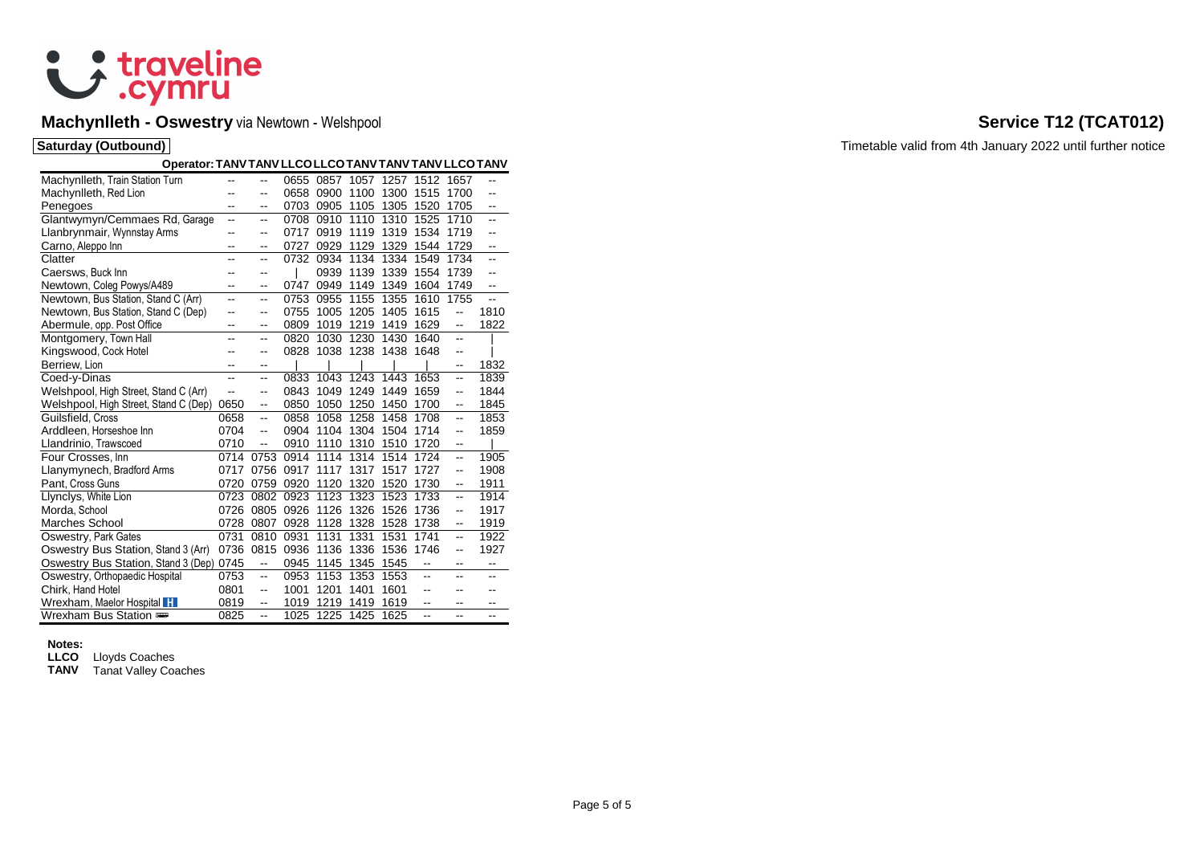traveline .cymru

# Machynlleth - Oswestry via Newtown - Welshpool

# Service T12 (TCAT012)

**Saturday (Outbound)**

Timetable valid from 4th January 2022 until further notice

| Operator: | TANV | TANV | LLCO | LLCO | TANV | TANV | TANV | LLCO | TANV |
|---|---|---|---|---|---|---|---|---|---|
| Machynlleth, Train Station Turn | -- | -- | 0655 | 0857 | 1057 | 1257 | 1512 | 1657 | -- |
| Machynlleth, Red Lion | -- | -- | 0658 | 0900 | 1100 | 1300 | 1515 | 1700 | -- |
| Penegoes | -- | -- | 0703 | 0905 | 1105 | 1305 | 1520 | 1705 | -- |
| Glantwymyn/Cemmaes Rd, Garage | -- | -- | 0708 | 0910 | 1110 | 1310 | 1525 | 1710 | -- |
| Llanbrynmair, Wynnstay Arms | -- | -- | 0717 | 0919 | 1119 | 1319 | 1534 | 1719 | -- |
| Carno, Aleppo Inn | -- | -- | 0727 | 0929 | 1129 | 1329 | 1544 | 1729 | -- |
| Clatter | -- | -- | 0732 | 0934 | 1134 | 1334 | 1549 | 1734 | -- |
| Caersws, Buck Inn | -- | -- | \| | 0939 | 1139 | 1339 | 1554 | 1739 | -- |
| Newtown, Coleg Powys/A489 | -- | -- | 0747 | 0949 | 1149 | 1349 | 1604 | 1749 | -- |
| Newtown, Bus Station, Stand C (Arr) | -- | -- | 0753 | 0955 | 1155 | 1355 | 1610 | 1755 | -- |
| Newtown, Bus Station, Stand C (Dep) | -- | -- | 0755 | 1005 | 1205 | 1405 | 1615 | -- | 1810 |
| Abermule, opp. Post Office | -- | -- | 0809 | 1019 | 1219 | 1419 | 1629 | -- | 1822 |
| Montgomery, Town Hall | -- | -- | 0820 | 1030 | 1230 | 1430 | 1640 | -- | \| |
| Kingswood, Cock Hotel | -- | -- | 0828 | 1038 | 1238 | 1438 | 1648 | -- | \| |
| Berriew, Lion | -- | -- | \| | \| | \| | \| | \| | -- | 1832 |
| Coed-y-Dinas | -- | -- | 0833 | 1043 | 1243 | 1443 | 1653 | -- | 1839 |
| Welshpool, High Street, Stand C (Arr) | -- | -- | 0843 | 1049 | 1249 | 1449 | 1659 | -- | 1844 |
| Welshpool, High Street, Stand C (Dep) | 0650 | -- | 0850 | 1050 | 1250 | 1450 | 1700 | -- | 1845 |
| Guilsfield, Cross | 0658 | -- | 0858 | 1058 | 1258 | 1458 | 1708 | -- | 1853 |
| Arddleen, Horseshoe Inn | 0704 | -- | 0904 | 1104 | 1304 | 1504 | 1714 | -- | 1859 |
| Llandrinio, Trawscoed | 0710 | -- | 0910 | 1110 | 1310 | 1510 | 1720 | -- | \| |
| Four Crosses, Inn | 0714 | 0753 | 0914 | 1114 | 1314 | 1514 | 1724 | -- | 1905 |
| Llanymynech, Bradford Arms | 0717 | 0756 | 0917 | 1117 | 1317 | 1517 | 1727 | -- | 1908 |
| Pant, Cross Guns | 0720 | 0759 | 0920 | 1120 | 1320 | 1520 | 1730 | -- | 1911 |
| Llynclys, White Lion | 0723 | 0802 | 0923 | 1123 | 1323 | 1523 | 1733 | -- | 1914 |
| Morda, School | 0726 | 0805 | 0926 | 1126 | 1326 | 1526 | 1736 | -- | 1917 |
| Marches School | 0728 | 0807 | 0928 | 1128 | 1328 | 1528 | 1738 | -- | 1919 |
| Oswestry, Park Gates | 0731 | 0810 | 0931 | 1131 | 1331 | 1531 | 1741 | -- | 1922 |
| Oswestry Bus Station, Stand 3 (Arr) | 0736 | 0815 | 0936 | 1136 | 1336 | 1536 | 1746 | -- | 1927 |
| Oswestry Bus Station, Stand 3 (Dep) | 0745 | -- | 0945 | 1145 | 1345 | 1545 | -- | -- | -- |
| Oswestry, Orthopaedic Hospital | 0753 | -- | 0953 | 1153 | 1353 | 1553 | -- | -- | -- |
| Chirk, Hand Hotel | 0801 | -- | 1001 | 1201 | 1401 | 1601 | -- | -- | -- |
| Wrexham, Maelor Hospital | 0819 | -- | 1019 | 1219 | 1419 | 1619 | -- | -- | -- |
| Wrexham Bus Station | 0825 | -- | 1025 | 1225 | 1425 | 1625 | -- | -- | -- |

**Notes:**

**LLCO** Lloyds Coaches

**TANV** Tanat Valley Coaches